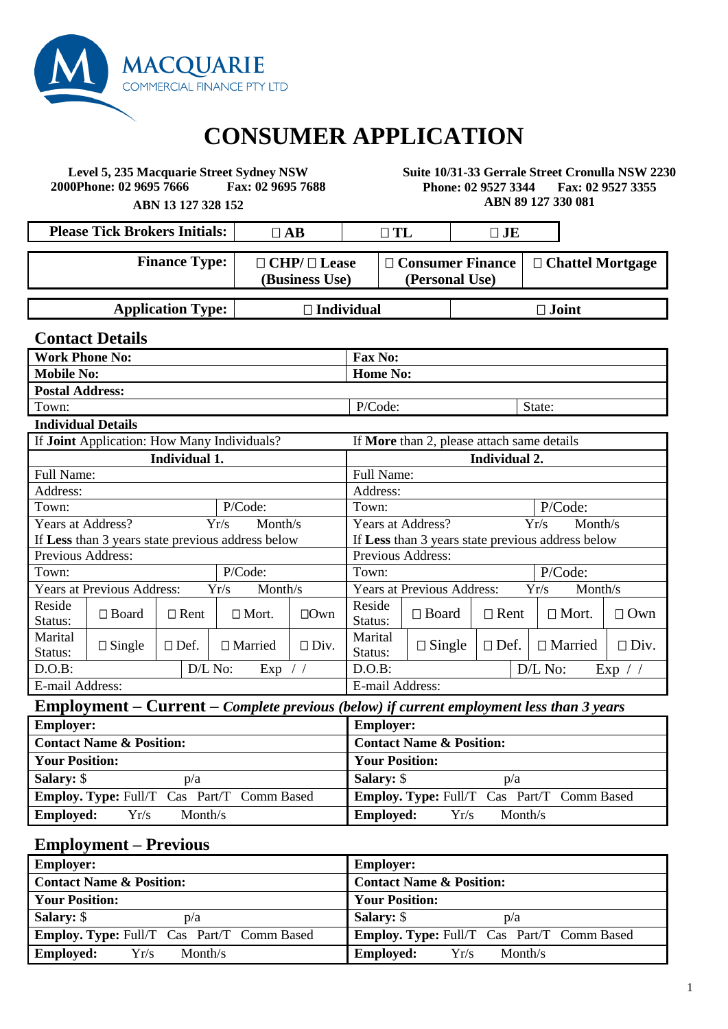MACQUARIE
COMMERCIAL FINANCE PTY LTD

# CONSUMER APPLICATION

**Level 5, 235 Macquarie Street Sydney NSW 2000Phone: 02 9695 7666 Fax: 02 9695 7688**
**ABN 13 127 328 152**

**Suite 10/31-33 Gerrale Street Cronulla NSW 2230**
**Phone: 02 9527 3344 Fax: 02 9527 3355**
**ABN 89 127 330 081**

| **Please Tick Brokers Initials:** | ☐ **AB** | ☐ **TL** | ☐ **JE** |
|---|---|---|---|

| **Finance Type:** | ☐ **CHP/** ☐ **Lease (Business Use)** | ☐ **Consumer Finance (Personal Use)** | ☐ **Chattel Mortgage** |
|---|---|---|---|

| **Application Type:** | ☐ **Individual** | ☐ **Joint** |
|---|---|---|

## Contact Details

| | | |
|---|---|---|
| **Work Phone No:** | **Fax No:** | |
| **Mobile No:** | **Home No:** | |
| **Postal Address:** | | |
| Town: | P/Code: | State: |

**Individual Details**

| | |
|---|---|
| If **Joint** Application: How Many Individuals? | If **More** than 2, please attach same details |
| **Individual 1.** | **Individual 2.** |
| Full Name: | Full Name: |
| Address: | Address: |
| Town: P/Code: | Town: P/Code: |
| Years at Address? Yr/s Month/s | Years at Address? Yr/s Month/s |
| If **Less** than 3 years state previous address below | If **Less** than 3 years state previous address below |
| Previous Address: | Previous Address: |
| Town: P/Code: | Town: P/Code: |
| Years at Previous Address: Yr/s Month/s | Years at Previous Address: Yr/s Month/s |
| Reside Status: ☐ Board ☐ Rent ☐ Mort. ☐Own | Reside Status: ☐ Board ☐ Rent ☐ Mort. ☐ Own |
| Marital Status: ☐ Single ☐ Def. ☐ Married ☐ Div. | Marital Status: ☐ Single ☐ Def. ☐ Married ☐ Div. |
| D.O.B: D/L No: Exp / / | D.O.B: D/L No: Exp / / |
| E-mail Address: | E-mail Address: |

## Employment – Current – *Complete previous (below) if current employment less than 3 years*

| | |
|---|---|
| **Employer:** | **Employer:** |
| **Contact Name & Position:** | **Contact Name & Position:** |
| **Your Position:** | **Your Position:** |
| **Salary:** $ p/a | **Salary:** $ p/a |
| **Employ. Type:** Full/T Cas Part/T Comm Based | **Employ. Type:** Full/T Cas Part/T Comm Based |
| **Employed:** Yr/s Month/s | **Employed:** Yr/s Month/s |

## Employment – Previous

| | |
|---|---|
| **Employer:** | **Employer:** |
| **Contact Name & Position:** | **Contact Name & Position:** |
| **Your Position:** | **Your Position:** |
| **Salary:** $ p/a | **Salary:** $ p/a |
| **Employ. Type:** Full/T Cas Part/T Comm Based | **Employ. Type:** Full/T Cas Part/T Comm Based |
| **Employed:** Yr/s Month/s | **Employed:** Yr/s Month/s |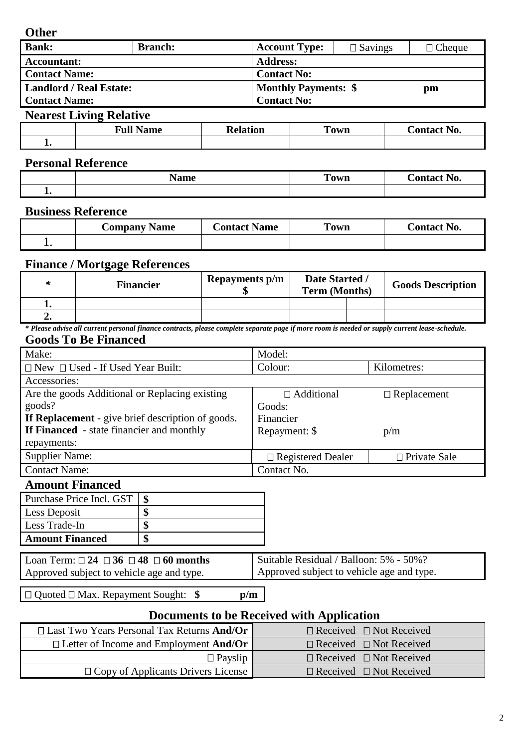## Other

| | | | | |
|---|---|---|---|---|
| **Bank:** | **Branch:** | **Account Type:** | ☐ Savings | ☐ Cheque |
| **Accountant:** | | **Address:** | | |
| **Contact Name:** | | **Contact No:** | | |
| **Landlord / Real Estate:** | | **Monthly Payments: $** | | **pm** |
| **Contact Name:** | | **Contact No:** | | |

## Nearest Living Relative

| | Full Name | Relation | Town | Contact No. |
|---|---|---|---|---|
| **1.** | | | | |

## Personal Reference

| | Name | Town | Contact No. |
|---|---|---|---|
| **1.** | | | |

## Business Reference

| | Company Name | Contact Name | Town | Contact No. |
|---|---|---|---|---|
| 1. | | | | |

## Finance / Mortgage References

| * | Financier | Repayments p/m $ | Date Started / Term (Months) | | Goods Description |
|---|---|---|---|---|---|
| **1.** | | | | | |
| **2.** | | | | | |

***\* Please advise all current personal finance contracts, please complete separate page if more room is needed or supply current lease-schedule.***

## Goods To Be Financed

| | | |
|---|---|---|
| Make: | Model: | |
| ☐ New ☐ Used - If Used Year Built: | Colour: | Kilometres: |
| Accessories: | | |
| Are the goods Additional or Replacing existing goods? **If Replacement** - give brief description of goods. **If Financed** - state financier and monthly repayments: | ☐ Additional<br>Goods:<br>Financier<br>Repayment: $ | ☐ Replacement<br><br><br>p/m |
| Supplier Name: | ☐ Registered Dealer | ☐ Private Sale |
| Contact Name: | Contact No. | |

## Amount Financed

| | |
|---|---|
| Purchase Price Incl. GST | **$** |
| Less Deposit | **$** |
| Less Trade-In | **$** |
| **Amount Financed** | **$** |

| | |
|---|---|
| Loan Term: ☐ **24** ☐ **36** ☐ **48** ☐ **60 months**<br>Approved subject to vehicle age and type. | Suitable Residual / Balloon: 5% - 50%?<br>Approved subject to vehicle age and type. |

☐ Quoted ☐ Max. Repayment Sought: **$ p/m**

## Documents to be Received with Application

| | |
|---|---|
| ☐ Last Two Years Personal Tax Returns **And/Or** | ☐ Received ☐ Not Received |
| ☐ Letter of Income and Employment **And/Or** | ☐ Received ☐ Not Received |
| ☐ Payslip | ☐ Received ☐ Not Received |
| ☐ Copy of Applicants Drivers License | ☐ Received ☐ Not Received |